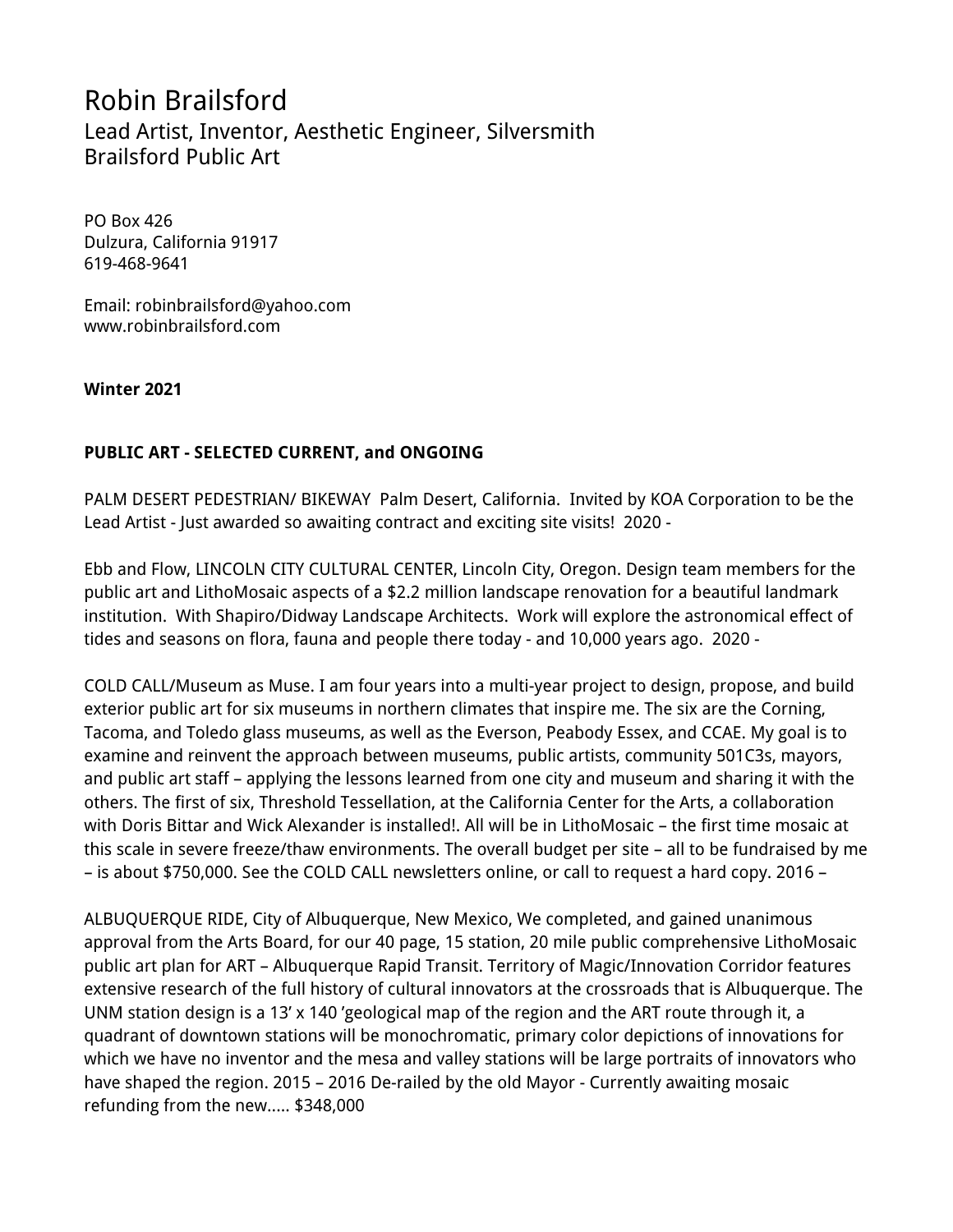# Robin Brailsford

## Lead Artist, Inventor, Aesthetic Engineer, Silversmith
## Brailsford Public Art

PO Box 426
Dulzura, California 91917
619-468-9641

Email: robinbrailsford@yahoo.com
www.robinbrailsford.com

**Winter 2021**

**PUBLIC ART - SELECTED CURRENT, and ONGOING**

PALM DESERT PEDESTRIAN/ BIKEWAY Palm Desert, California. Invited by KOA Corporation to be the Lead Artist - Just awarded so awaiting contract and exciting site visits! 2020 -

Ebb and Flow, LINCOLN CITY CULTURAL CENTER, Lincoln City, Oregon. Design team members for the public art and LithoMosaic aspects of a $2.2 million landscape renovation for a beautiful landmark institution. With Shapiro/Didway Landscape Architects. Work will explore the astronomical effect of tides and seasons on flora, fauna and people there today - and 10,000 years ago. 2020 -

COLD CALL/Museum as Muse. I am four years into a multi-year project to design, propose, and build exterior public art for six museums in northern climates that inspire me. The six are the Corning, Tacoma, and Toledo glass museums, as well as the Everson, Peabody Essex, and CCAE. My goal is to examine and reinvent the approach between museums, public artists, community 501C3s, mayors, and public art staff – applying the lessons learned from one city and museum and sharing it with the others. The first of six, Threshold Tessellation, at the California Center for the Arts, a collaboration with Doris Bittar and Wick Alexander is installed!. All will be in LithoMosaic – the first time mosaic at this scale in severe freeze/thaw environments. The overall budget per site – all to be fundraised by me – is about $750,000. See the COLD CALL newsletters online, or call to request a hard copy. 2016 –

ALBUQUERQUE RIDE, City of Albuquerque, New Mexico, We completed, and gained unanimous approval from the Arts Board, for our 40 page, 15 station, 20 mile public comprehensive LithoMosaic public art plan for ART – Albuquerque Rapid Transit. Territory of Magic/Innovation Corridor features extensive research of the full history of cultural innovators at the crossroads that is Albuquerque. The UNM station design is a 13' x 140 'geological map of the region and the ART route through it, a quadrant of downtown stations will be monochromatic, primary color depictions of innovations for which we have no inventor and the mesa and valley stations will be large portraits of innovators who have shaped the region. 2015 – 2016 De-railed by the old Mayor - Currently awaiting mosaic refunding from the new..... $348,000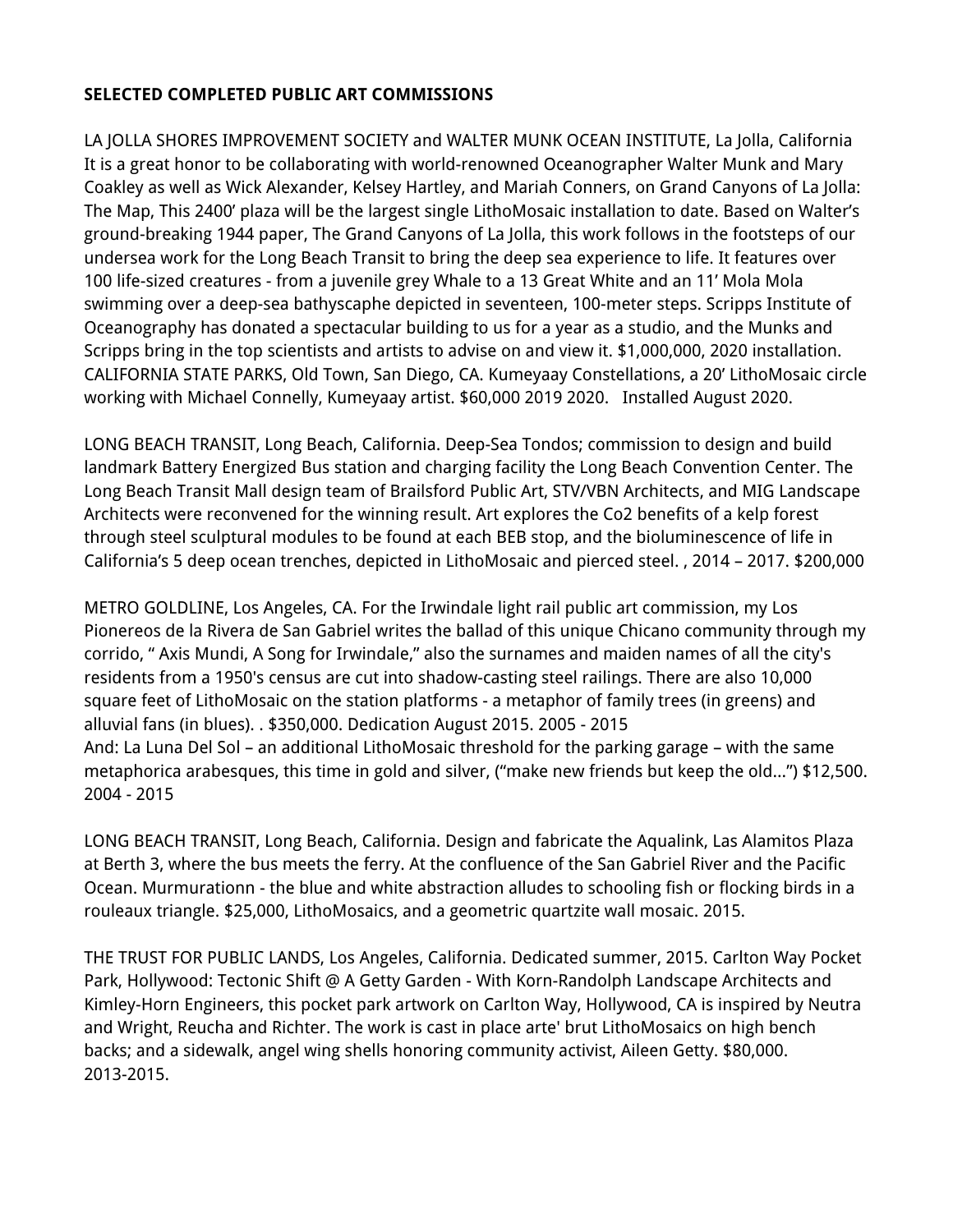**SELECTED COMPLETED PUBLIC ART COMMISSIONS**

LA JOLLA SHORES IMPROVEMENT SOCIETY and WALTER MUNK OCEAN INSTITUTE, La Jolla, California
It is a great honor to be collaborating with world-renowned Oceanographer Walter Munk and Mary Coakley as well as Wick Alexander, Kelsey Hartley, and Mariah Conners, on Grand Canyons of La Jolla: The Map, This 2400' plaza will be the largest single LithoMosaic installation to date. Based on Walter's ground-breaking 1944 paper, The Grand Canyons of La Jolla, this work follows in the footsteps of our undersea work for the Long Beach Transit to bring the deep sea experience to life. It features over 100 life-sized creatures - from a juvenile grey Whale to a 13 Great White and an 11' Mola Mola swimming over a deep-sea bathyscaphe depicted in seventeen, 100-meter steps. Scripps Institute of Oceanography has donated a spectacular building to us for a year as a studio, and the Munks and Scripps bring in the top scientists and artists to advise on and view it. $1,000,000, 2020 installation.
CALIFORNIA STATE PARKS, Old Town, San Diego, CA. Kumeyaay Constellations, a 20' LithoMosaic circle working with Michael Connelly, Kumeyaay artist. $60,000 2019 2020. Installed August 2020.

LONG BEACH TRANSIT, Long Beach, California. Deep-Sea Tondos; commission to design and build landmark Battery Energized Bus station and charging facility the Long Beach Convention Center. The Long Beach Transit Mall design team of Brailsford Public Art, STV/VBN Architects, and MIG Landscape Architects were reconvened for the winning result. Art explores the Co2 benefits of a kelp forest through steel sculptural modules to be found at each BEB stop, and the bioluminescence of life in California's 5 deep ocean trenches, depicted in LithoMosaic and pierced steel. , 2014 – 2017. $200,000

METRO GOLDLINE, Los Angeles, CA. For the Irwindale light rail public art commission, my Los Pionereos de la Rivera de San Gabriel writes the ballad of this unique Chicano community through my corrido, " Axis Mundi, A Song for Irwindale," also the surnames and maiden names of all the city's residents from a 1950's census are cut into shadow-casting steel railings. There are also 10,000 square feet of LithoMosaic on the station platforms - a metaphor of family trees (in greens) and alluvial fans (in blues). . $350,000. Dedication August 2015. 2005 - 2015
And: La Luna Del Sol – an additional LithoMosaic threshold for the parking garage – with the same metaphorica arabesques, this time in gold and silver, ("make new friends but keep the old...") $12,500. 2004 - 2015

LONG BEACH TRANSIT, Long Beach, California. Design and fabricate the Aqualink, Las Alamitos Plaza at Berth 3, where the bus meets the ferry. At the confluence of the San Gabriel River and the Pacific Ocean. Murmurationn - the blue and white abstraction alludes to schooling fish or flocking birds in a rouleaux triangle. $25,000, LithoMosaics, and a geometric quartzite wall mosaic. 2015.

THE TRUST FOR PUBLIC LANDS, Los Angeles, California. Dedicated summer, 2015. Carlton Way Pocket Park, Hollywood: Tectonic Shift @ A Getty Garden - With Korn-Randolph Landscape Architects and Kimley-Horn Engineers, this pocket park artwork on Carlton Way, Hollywood, CA is inspired by Neutra and Wright, Reucha and Richter. The work is cast in place arte' brut LithoMosaics on high bench backs; and a sidewalk, angel wing shells honoring community activist, Aileen Getty. $80,000. 2013-2015.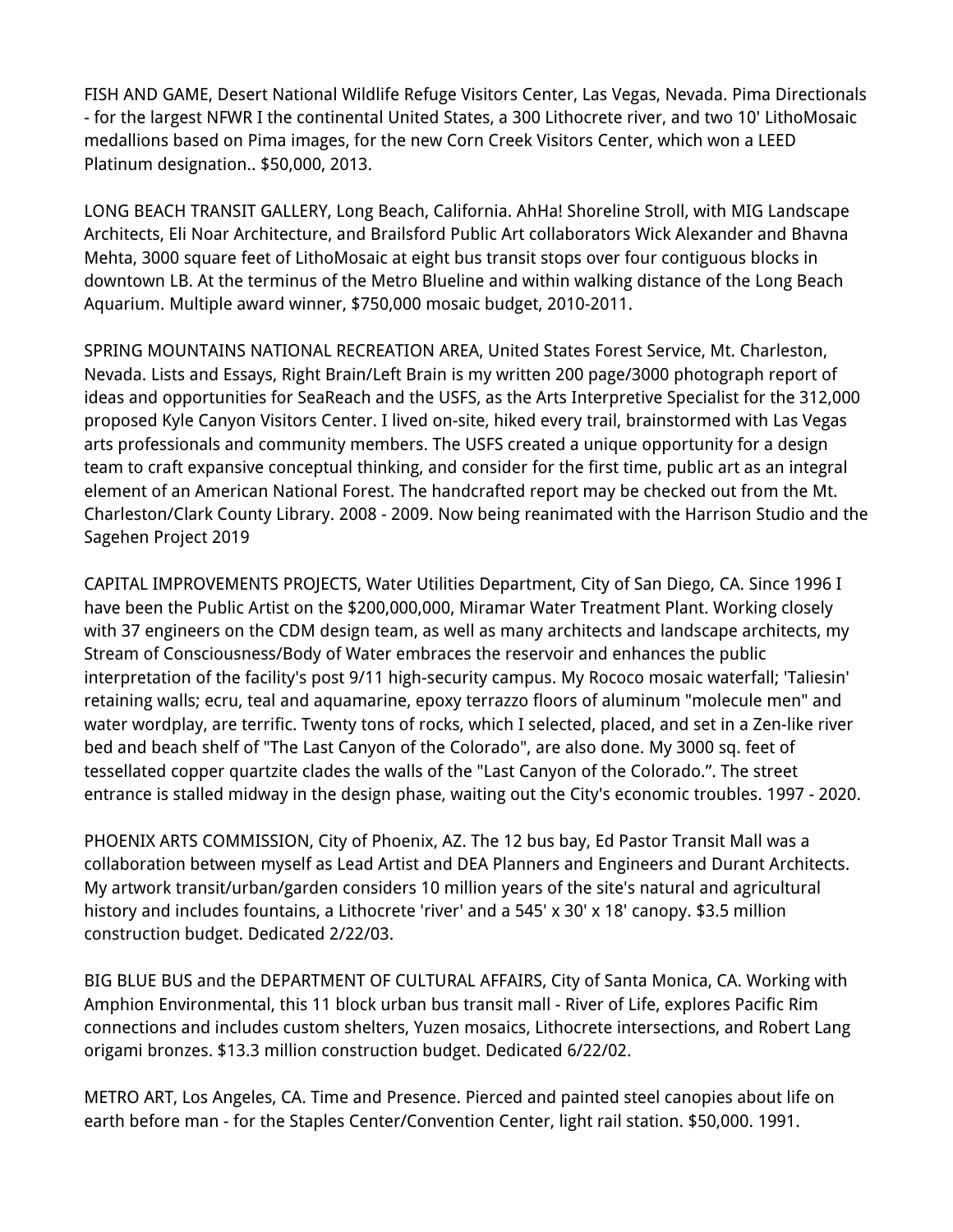FISH AND GAME, Desert National Wildlife Refuge Visitors Center, Las Vegas, Nevada. Pima Directionals - for the largest NFWR I the continental United States, a 300 Lithocrete river, and two 10' LithoMosaic medallions based on Pima images, for the new Corn Creek Visitors Center, which won a LEED Platinum designation.. $50,000, 2013.

LONG BEACH TRANSIT GALLERY, Long Beach, California. AhHa! Shoreline Stroll, with MIG Landscape Architects, Eli Noar Architecture, and Brailsford Public Art collaborators Wick Alexander and Bhavna Mehta, 3000 square feet of LithoMosaic at eight bus transit stops over four contiguous blocks in downtown LB. At the terminus of the Metro Blueline and within walking distance of the Long Beach Aquarium. Multiple award winner, $750,000 mosaic budget, 2010-2011.

SPRING MOUNTAINS NATIONAL RECREATION AREA, United States Forest Service, Mt. Charleston, Nevada. Lists and Essays, Right Brain/Left Brain is my written 200 page/3000 photograph report of ideas and opportunities for SeaReach and the USFS, as the Arts Interpretive Specialist for the 312,000 proposed Kyle Canyon Visitors Center. I lived on-site, hiked every trail, brainstormed with Las Vegas arts professionals and community members. The USFS created a unique opportunity for a design team to craft expansive conceptual thinking, and consider for the first time, public art as an integral element of an American National Forest. The handcrafted report may be checked out from the Mt. Charleston/Clark County Library. 2008 - 2009. Now being reanimated with the Harrison Studio and the Sagehen Project 2019

CAPITAL IMPROVEMENTS PROJECTS, Water Utilities Department, City of San Diego, CA. Since 1996 I have been the Public Artist on the $200,000,000, Miramar Water Treatment Plant. Working closely with 37 engineers on the CDM design team, as well as many architects and landscape architects, my Stream of Consciousness/Body of Water embraces the reservoir and enhances the public interpretation of the facility's post 9/11 high-security campus. My Rococo mosaic waterfall; 'Taliesin' retaining walls; ecru, teal and aquamarine, epoxy terrazzo floors of aluminum "molecule men" and water wordplay, are terrific. Twenty tons of rocks, which I selected, placed, and set in a Zen-like river bed and beach shelf of "The Last Canyon of the Colorado", are also done. My 3000 sq. feet of tessellated copper quartzite clades the walls of the "Last Canyon of the Colorado.”. The street entrance is stalled midway in the design phase, waiting out the City's economic troubles. 1997 - 2020.

PHOENIX ARTS COMMISSION, City of Phoenix, AZ. The 12 bus bay, Ed Pastor Transit Mall was a collaboration between myself as Lead Artist and DEA Planners and Engineers and Durant Architects. My artwork transit/urban/garden considers 10 million years of the site's natural and agricultural history and includes fountains, a Lithocrete 'river' and a 545' x 30' x 18' canopy. $3.5 million construction budget. Dedicated 2/22/03.

BIG BLUE BUS and the DEPARTMENT OF CULTURAL AFFAIRS, City of Santa Monica, CA. Working with Amphion Environmental, this 11 block urban bus transit mall - River of Life, explores Pacific Rim connections and includes custom shelters, Yuzen mosaics, Lithocrete intersections, and Robert Lang origami bronzes. $13.3 million construction budget. Dedicated 6/22/02.

METRO ART, Los Angeles, CA. Time and Presence. Pierced and painted steel canopies about life on earth before man - for the Staples Center/Convention Center, light rail station. $50,000. 1991.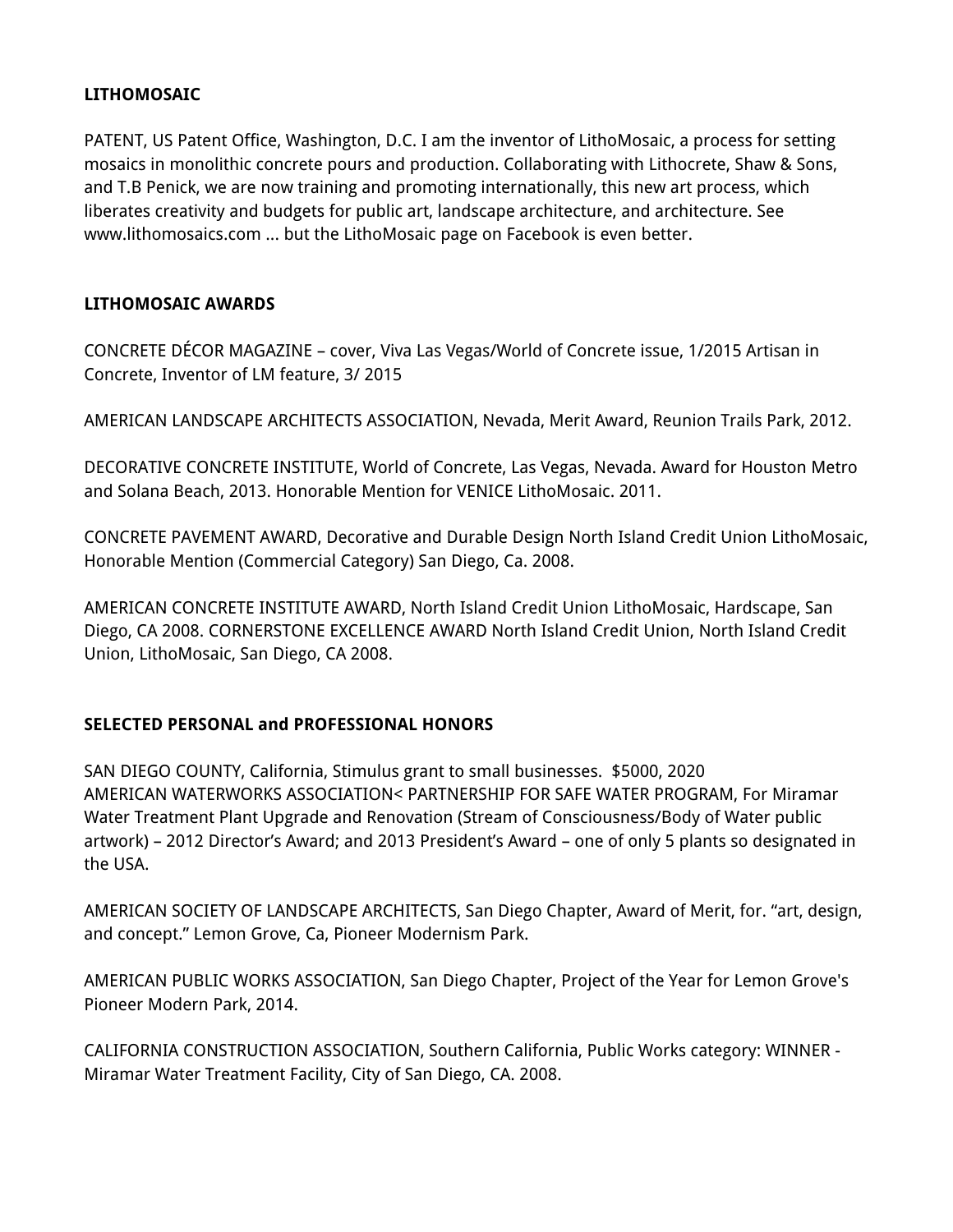**LITHOMOSAIC**

PATENT, US Patent Office, Washington, D.C. I am the inventor of LithoMosaic, a process for setting mosaics in monolithic concrete pours and production. Collaborating with Lithocrete, Shaw & Sons, and T.B Penick, we are now training and promoting internationally, this new art process, which liberates creativity and budgets for public art, landscape architecture, and architecture. See www.lithomosaics.com ... but the LithoMosaic page on Facebook is even better.

**LITHOMOSAIC AWARDS**

CONCRETE DÉCOR MAGAZINE – cover, Viva Las Vegas/World of Concrete issue, 1/2015 Artisan in Concrete, Inventor of LM feature, 3/ 2015

AMERICAN LANDSCAPE ARCHITECTS ASSOCIATION, Nevada, Merit Award, Reunion Trails Park, 2012.

DECORATIVE CONCRETE INSTITUTE, World of Concrete, Las Vegas, Nevada. Award for Houston Metro and Solana Beach, 2013. Honorable Mention for VENICE LithoMosaic. 2011.

CONCRETE PAVEMENT AWARD, Decorative and Durable Design North Island Credit Union LithoMosaic, Honorable Mention (Commercial Category) San Diego, Ca. 2008.

AMERICAN CONCRETE INSTITUTE AWARD, North Island Credit Union LithoMosaic, Hardscape, San Diego, CA 2008. CORNERSTONE EXCELLENCE AWARD North Island Credit Union, North Island Credit Union, LithoMosaic, San Diego, CA 2008.

**SELECTED PERSONAL and PROFESSIONAL HONORS**

SAN DIEGO COUNTY, California, Stimulus grant to small businesses. $5000, 2020
AMERICAN WATERWORKS ASSOCIATION< PARTNERSHIP FOR SAFE WATER PROGRAM, For Miramar Water Treatment Plant Upgrade and Renovation (Stream of Consciousness/Body of Water public artwork) – 2012 Director's Award; and 2013 President's Award – one of only 5 plants so designated in the USA.

AMERICAN SOCIETY OF LANDSCAPE ARCHITECTS, San Diego Chapter, Award of Merit, for. "art, design, and concept." Lemon Grove, Ca, Pioneer Modernism Park.

AMERICAN PUBLIC WORKS ASSOCIATION, San Diego Chapter, Project of the Year for Lemon Grove's Pioneer Modern Park, 2014.

CALIFORNIA CONSTRUCTION ASSOCIATION, Southern California, Public Works category: WINNER - Miramar Water Treatment Facility, City of San Diego, CA. 2008.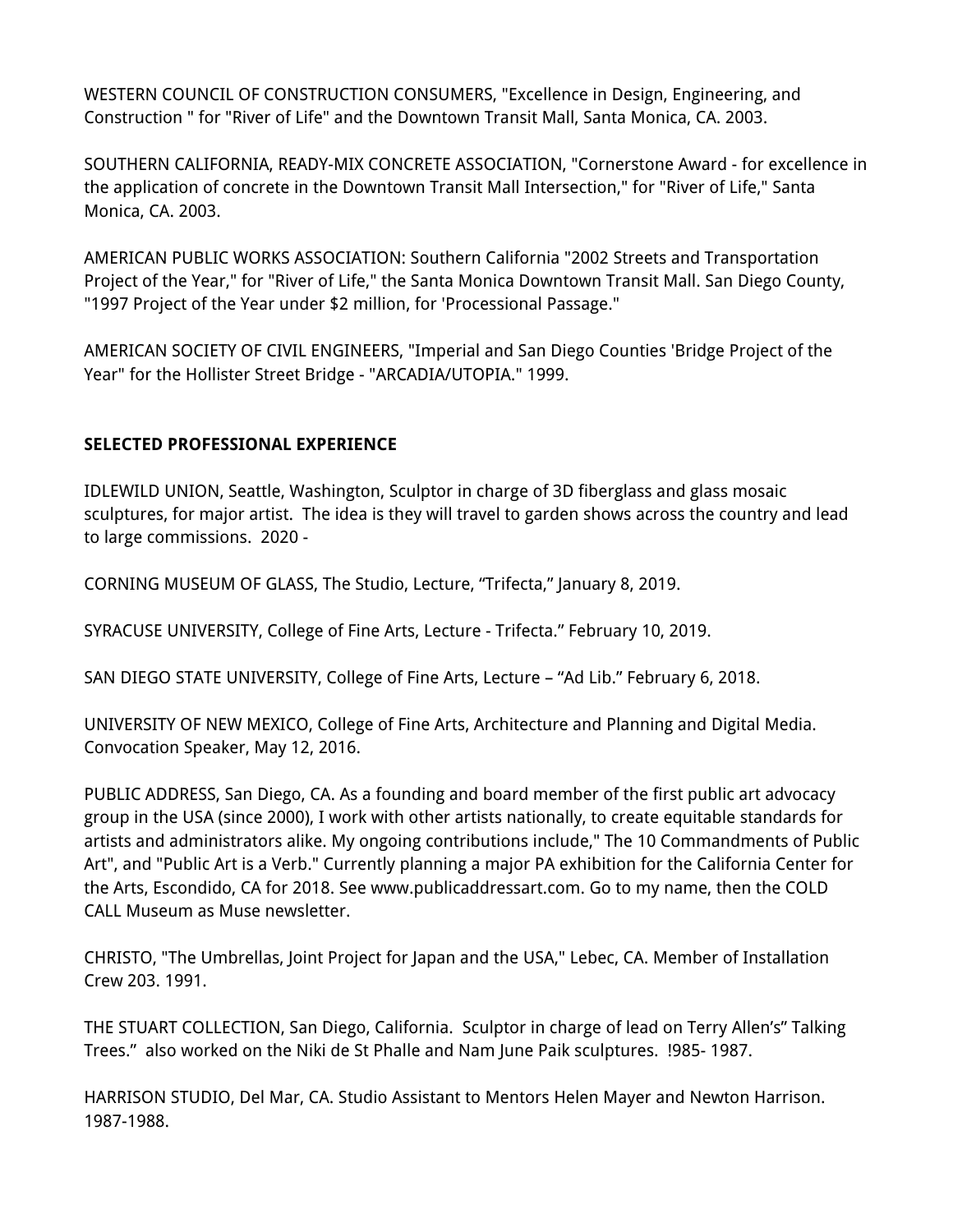WESTERN COUNCIL OF CONSTRUCTION CONSUMERS, "Excellence in Design, Engineering, and Construction " for "River of Life" and the Downtown Transit Mall, Santa Monica, CA. 2003.

SOUTHERN CALIFORNIA, READY-MIX CONCRETE ASSOCIATION, "Cornerstone Award - for excellence in the application of concrete in the Downtown Transit Mall Intersection," for "River of Life," Santa Monica, CA. 2003.

AMERICAN PUBLIC WORKS ASSOCIATION: Southern California "2002 Streets and Transportation Project of the Year," for "River of Life," the Santa Monica Downtown Transit Mall. San Diego County, "1997 Project of the Year under $2 million, for 'Processional Passage."

AMERICAN SOCIETY OF CIVIL ENGINEERS, "Imperial and San Diego Counties 'Bridge Project of the Year" for the Hollister Street Bridge - "ARCADIA/UTOPIA." 1999.

**SELECTED PROFESSIONAL EXPERIENCE**

IDLEWILD UNION, Seattle, Washington, Sculptor in charge of 3D fiberglass and glass mosaic sculptures, for major artist. The idea is they will travel to garden shows across the country and lead to large commissions. 2020 -

CORNING MUSEUM OF GLASS, The Studio, Lecture, "Trifecta," January 8, 2019.

SYRACUSE UNIVERSITY, College of Fine Arts, Lecture - Trifecta." February 10, 2019.

SAN DIEGO STATE UNIVERSITY, College of Fine Arts, Lecture – "Ad Lib." February 6, 2018.

UNIVERSITY OF NEW MEXICO, College of Fine Arts, Architecture and Planning and Digital Media. Convocation Speaker, May 12, 2016.

PUBLIC ADDRESS, San Diego, CA. As a founding and board member of the first public art advocacy group in the USA (since 2000), I work with other artists nationally, to create equitable standards for artists and administrators alike. My ongoing contributions include," The 10 Commandments of Public Art", and "Public Art is a Verb." Currently planning a major PA exhibition for the California Center for the Arts, Escondido, CA for 2018. See www.publicaddressart.com. Go to my name, then the COLD CALL Museum as Muse newsletter.

CHRISTO, "The Umbrellas, Joint Project for Japan and the USA," Lebec, CA. Member of Installation Crew 203. 1991.

THE STUART COLLECTION, San Diego, California. Sculptor in charge of lead on Terry Allen's" Talking Trees." also worked on the Niki de St Phalle and Nam June Paik sculptures. !985- 1987.

HARRISON STUDIO, Del Mar, CA. Studio Assistant to Mentors Helen Mayer and Newton Harrison. 1987-1988.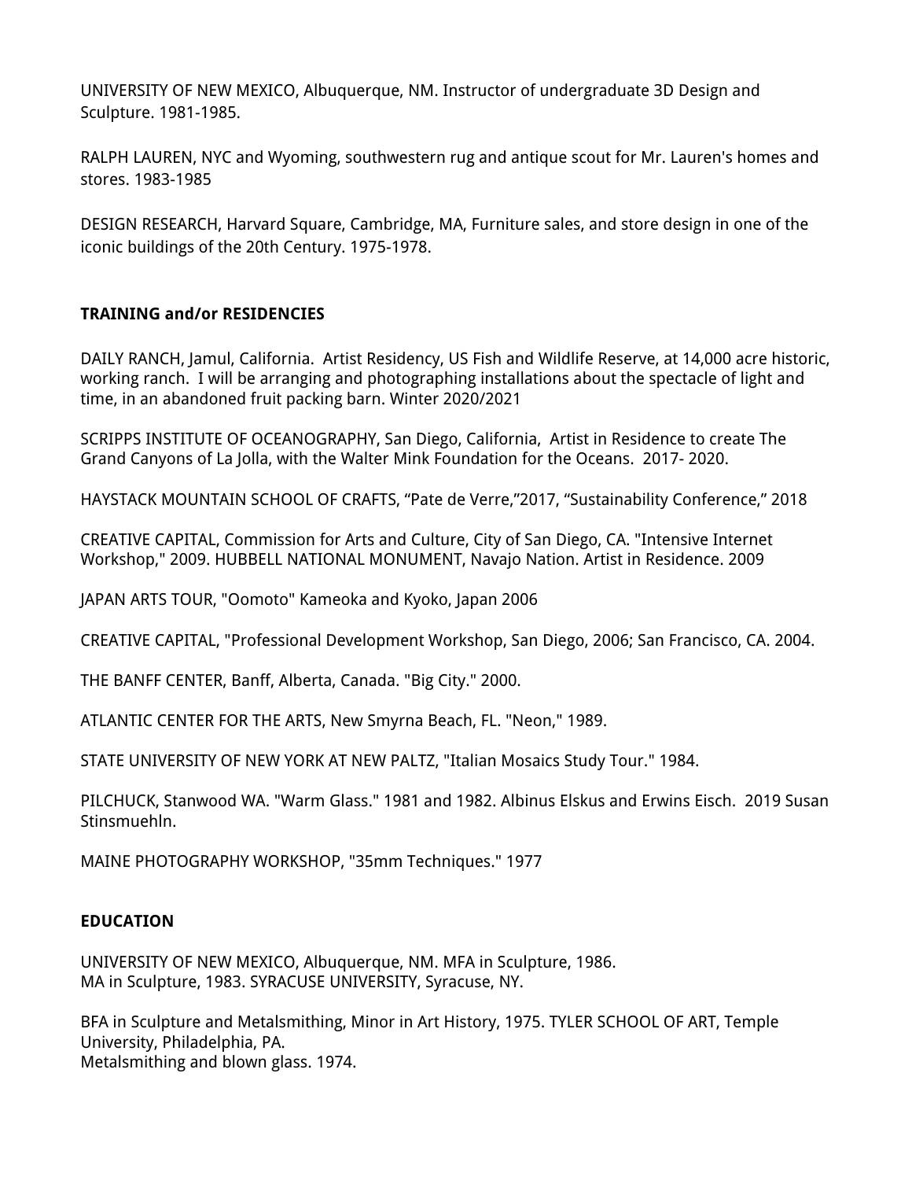UNIVERSITY OF NEW MEXICO, Albuquerque, NM. Instructor of undergraduate 3D Design and Sculpture. 1981-1985.

RALPH LAUREN, NYC and Wyoming, southwestern rug and antique scout for Mr. Lauren's homes and stores. 1983-1985

DESIGN RESEARCH, Harvard Square, Cambridge, MA, Furniture sales, and store design in one of the iconic buildings of the 20th Century. 1975-1978.

**TRAINING and/or RESIDENCIES**

DAILY RANCH, Jamul, California. Artist Residency, US Fish and Wildlife Reserve, at 14,000 acre historic, working ranch. I will be arranging and photographing installations about the spectacle of light and time, in an abandoned fruit packing barn. Winter 2020/2021

SCRIPPS INSTITUTE OF OCEANOGRAPHY, San Diego, California, Artist in Residence to create The Grand Canyons of La Jolla, with the Walter Mink Foundation for the Oceans. 2017- 2020.

HAYSTACK MOUNTAIN SCHOOL OF CRAFTS, “Pate de Verre,”2017, “Sustainability Conference,” 2018

CREATIVE CAPITAL, Commission for Arts and Culture, City of San Diego, CA. "Intensive Internet Workshop," 2009. HUBBELL NATIONAL MONUMENT, Navajo Nation. Artist in Residence. 2009

JAPAN ARTS TOUR, "Oomoto" Kameoka and Kyoko, Japan 2006

CREATIVE CAPITAL, "Professional Development Workshop, San Diego, 2006; San Francisco, CA. 2004.

THE BANFF CENTER, Banff, Alberta, Canada. "Big City." 2000.

ATLANTIC CENTER FOR THE ARTS, New Smyrna Beach, FL. "Neon," 1989.

STATE UNIVERSITY OF NEW YORK AT NEW PALTZ, "Italian Mosaics Study Tour." 1984.

PILCHUCK, Stanwood WA. "Warm Glass." 1981 and 1982. Albinus Elskus and Erwins Eisch. 2019 Susan Stinsmuehln.

MAINE PHOTOGRAPHY WORKSHOP, "35mm Techniques." 1977

**EDUCATION**

UNIVERSITY OF NEW MEXICO, Albuquerque, NM. MFA in Sculpture, 1986.
MA in Sculpture, 1983. SYRACUSE UNIVERSITY, Syracuse, NY.

BFA in Sculpture and Metalsmithing, Minor in Art History, 1975. TYLER SCHOOL OF ART, Temple University, Philadelphia, PA.
Metalsmithing and blown glass. 1974.